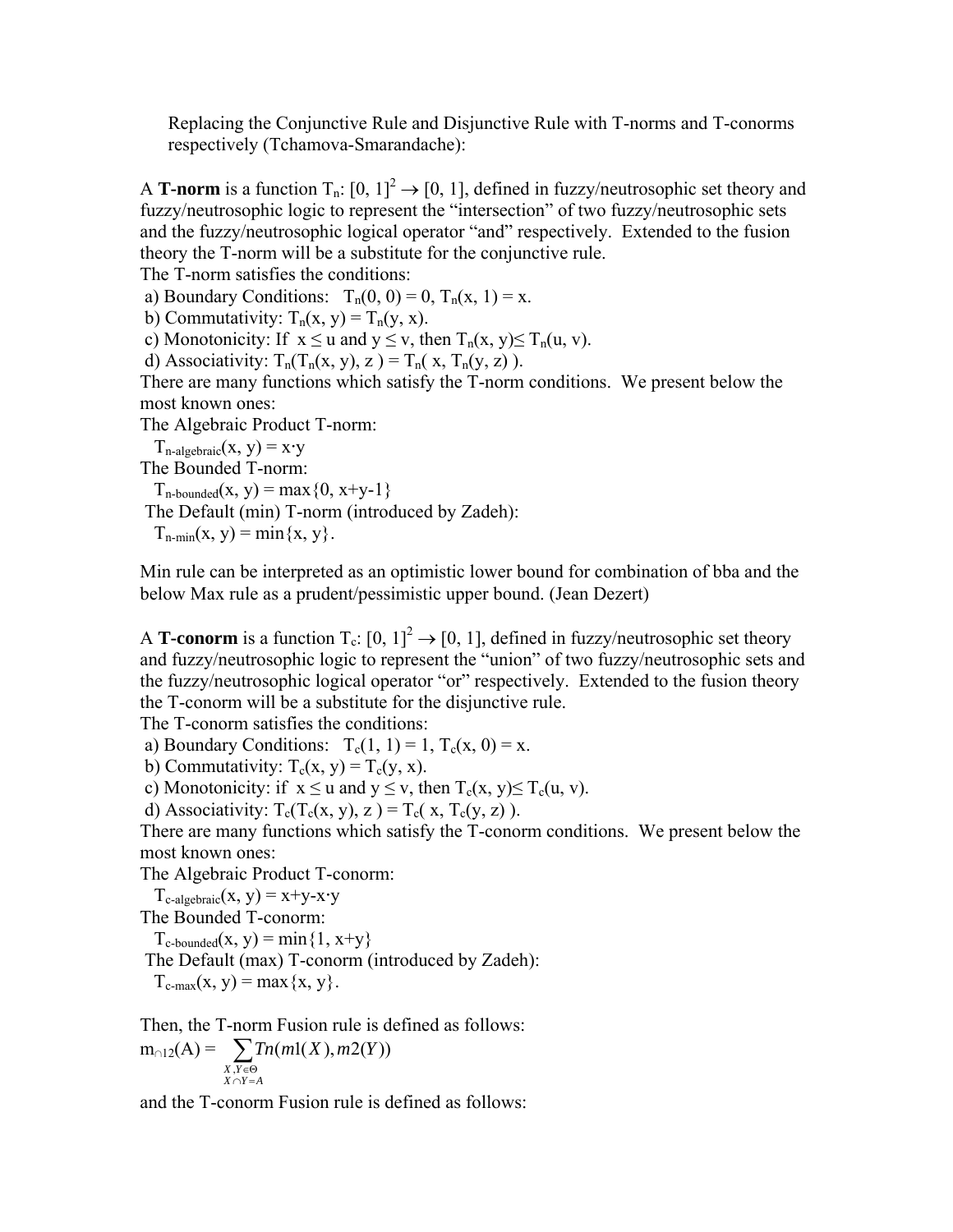Replacing the Conjunctive Rule and Disjunctive Rule with T-norms and T-conorms respectively (Tchamova-Smarandache):

A **T-norm** is a function $T_n$: $[0, 1]^2 \rightarrow [0, 1]$, defined in fuzzy/neutrosophic set theory and fuzzy/neutrosophic logic to represent the "intersection" of two fuzzy/neutrosophic sets and the fuzzy/neutrosophic logical operator "and" respectively. Extended to the fusion theory the T-norm will be a substitute for the conjunctive rule.

The T-norm satisfies the conditions:

a) Boundary Conditions: $T_n(0, 0) = 0$, $T_n(x, 1) = x$.

b) Commutativity: $T_n(x, y) = T_n(y, x)$.

c) Monotonicity: If $x \leq u$ and $y \leq v$, then $T_n(x, y) \leq T_n(u, v)$.

d) Associativity: $T_n(T_n(x, y), z) = T_n(x, T_n(y, z))$.

There are many functions which satisfy the T-norm conditions. We present below the most known ones:

The Algebraic Product T-norm:

$T_{n\text{-algebraic}}(x, y) = x \cdot y$

The Bounded T-norm:

$T_{n\text{-bounded}}(x, y) = \max\{0, x+y-1\}$

The Default (min) T-norm (introduced by Zadeh):

$T_{n\text{-min}}(x, y) = \min\{x, y\}$.

Min rule can be interpreted as an optimistic lower bound for combination of bba and the below Max rule as a prudent/pessimistic upper bound. (Jean Dezert)

A **T-conorm** is a function $T_c$: $[0, 1]^2 \rightarrow [0, 1]$, defined in fuzzy/neutrosophic set theory and fuzzy/neutrosophic logic to represent the "union" of two fuzzy/neutrosophic sets and the fuzzy/neutrosophic logical operator "or" respectively. Extended to the fusion theory the T-conorm will be a substitute for the disjunctive rule.

The T-conorm satisfies the conditions:

a) Boundary Conditions: $T_c(1, 1) = 1$, $T_c(x, 0) = x$.

b) Commutativity: $T_c(x, y) = T_c(y, x)$.

c) Monotonicity: if $x \leq u$ and $y \leq v$, then $T_c(x, y) \leq T_c(u, v)$.

d) Associativity: $T_c(T_c(x, y), z) = T_c(x, T_c(y, z))$.

There are many functions which satisfy the T-conorm conditions. We present below the most known ones:

The Algebraic Product T-conorm:

$T_{c\text{-algebraic}}(x, y) = x+y-x \cdot y$

The Bounded T-conorm:

$T_{c\text{-bounded}}(x, y) = \min\{1, x+y\}$

The Default (max) T-conorm (introduced by Zadeh):

$T_{c\text{-max}}(x, y) = \max\{x, y\}$.

Then, the T-norm Fusion rule is defined as follows:

$$m_{\cap 12}(A) = \sum_{\substack{X,Y \in \Theta \\ X \cap Y = A}} Tn(m1(X), m2(Y))$$

and the T-conorm Fusion rule is defined as follows: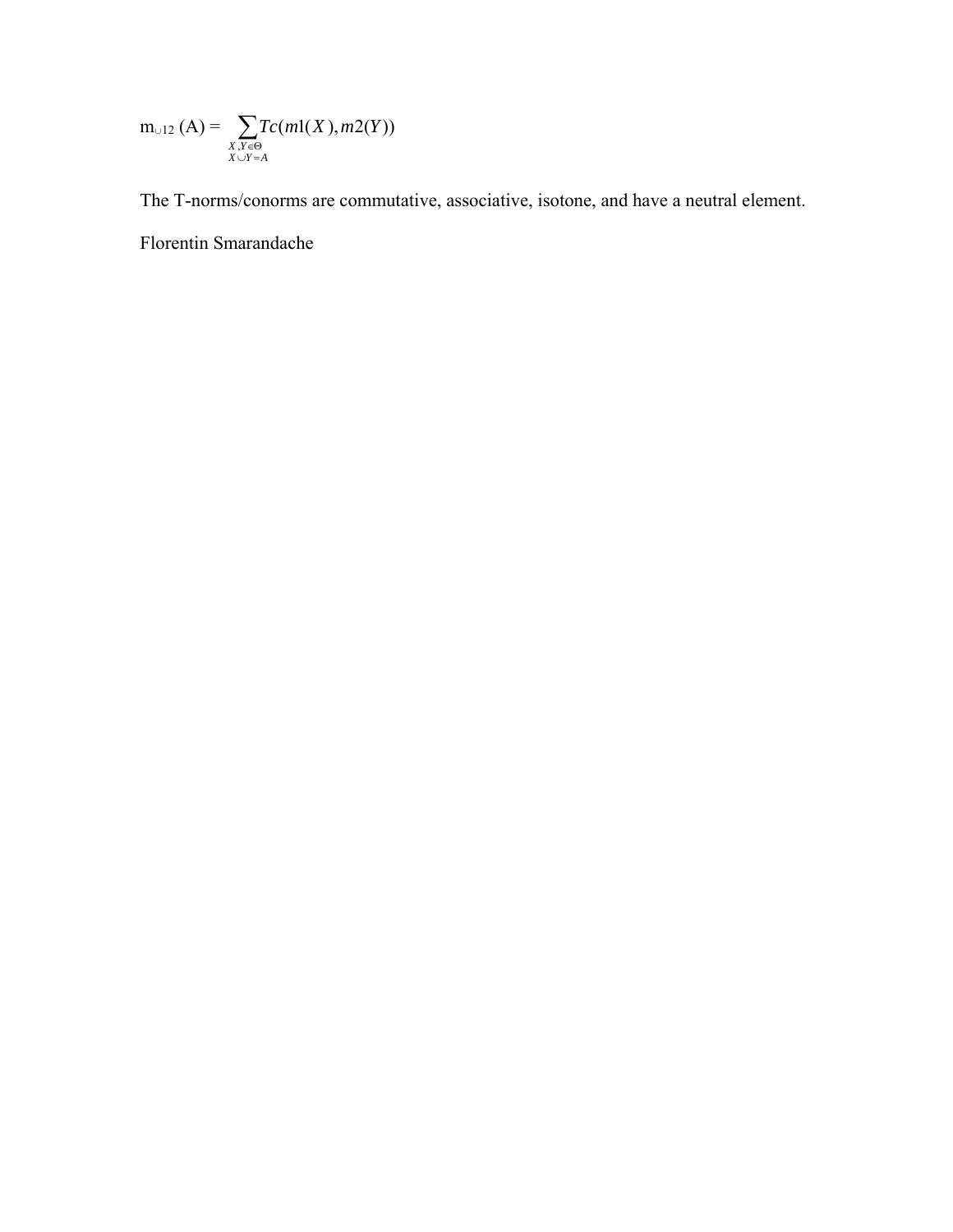$$m_{\cup 12}(A) = \sum_{\substack{X,Y \in \Theta \\ X \cup Y = A}} Tc(m1(X), m2(Y))$$

The T-norms/conorms are commutative, associative, isotone, and have a neutral element.

Florentin Smarandache